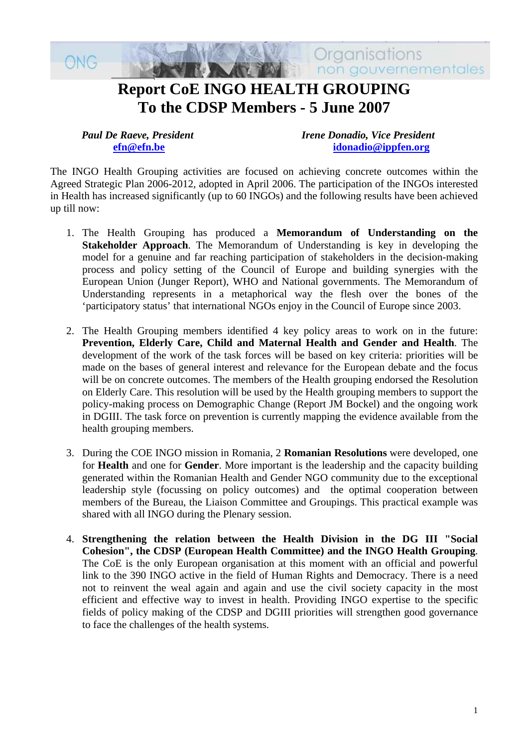ONG Organisations non gouvernementales

# Report CoE INGO HEALTH GROUPING
# To the CDSP Members - 5 June 2007

***Paul De Raeve, President***
**efn@efn.be**

***Irene Donadio, Vice President***
**idonadio@ippfen.org**

The INGO Health Grouping activities are focused on achieving concrete outcomes within the Agreed Strategic Plan 2006-2012, adopted in April 2006. The participation of the INGOs interested in Health has increased significantly (up to 60 INGOs) and the following results have been achieved up till now:

1. The Health Grouping has produced a **Memorandum of Understanding on the Stakeholder Approach**. The Memorandum of Understanding is key in developing the model for a genuine and far reaching participation of stakeholders in the decision-making process and policy setting of the Council of Europe and building synergies with the European Union (Junger Report), WHO and National governments. The Memorandum of Understanding represents in a metaphorical way the flesh over the bones of the 'participatory status' that international NGOs enjoy in the Council of Europe since 2003.

2. The Health Grouping members identified 4 key policy areas to work on in the future: **Prevention, Elderly Care, Child and Maternal Health and Gender and Health**. The development of the work of the task forces will be based on key criteria: priorities will be made on the bases of general interest and relevance for the European debate and the focus will be on concrete outcomes. The members of the Health grouping endorsed the Resolution on Elderly Care. This resolution will be used by the Health grouping members to support the policy-making process on Demographic Change (Report JM Bockel) and the ongoing work in DGIII. The task force on prevention is currently mapping the evidence available from the health grouping members.

3. During the COE INGO mission in Romania, 2 **Romanian Resolutions** were developed, one for **Health** and one for **Gender**. More important is the leadership and the capacity building generated within the Romanian Health and Gender NGO community due to the exceptional leadership style (focussing on policy outcomes) and the optimal cooperation between members of the Bureau, the Liaison Committee and Groupings. This practical example was shared with all INGO during the Plenary session.

4. **Strengthening the relation between the Health Division in the DG III "Social Cohesion", the CDSP (European Health Committee) and the INGO Health Grouping**. The CoE is the only European organisation at this moment with an official and powerful link to the 390 INGO active in the field of Human Rights and Democracy. There is a need not to reinvent the weal again and again and use the civil society capacity in the most efficient and effective way to invest in health. Providing INGO expertise to the specific fields of policy making of the CDSP and DGIII priorities will strengthen good governance to face the challenges of the health systems.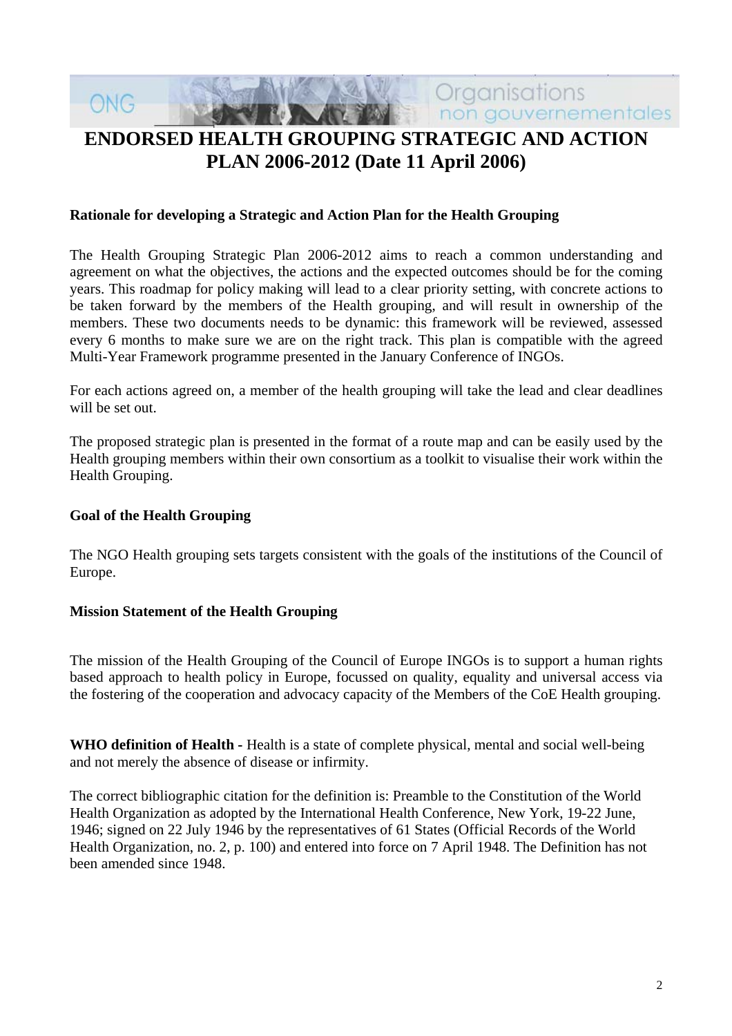# ENDORSED HEALTH GROUPING STRATEGIC AND ACTION PLAN 2006-2012 (Date 11 April 2006)

**Rationale for developing a Strategic and Action Plan for the Health Grouping**

The Health Grouping Strategic Plan 2006-2012 aims to reach a common understanding and agreement on what the objectives, the actions and the expected outcomes should be for the coming years. This roadmap for policy making will lead to a clear priority setting, with concrete actions to be taken forward by the members of the Health grouping, and will result in ownership of the members. These two documents needs to be dynamic: this framework will be reviewed, assessed every 6 months to make sure we are on the right track. This plan is compatible with the agreed Multi-Year Framework programme presented in the January Conference of INGOs.

For each actions agreed on, a member of the health grouping will take the lead and clear deadlines will be set out.

The proposed strategic plan is presented in the format of a route map and can be easily used by the Health grouping members within their own consortium as a toolkit to visualise their work within the Health Grouping.

**Goal of the Health Grouping**

The NGO Health grouping sets targets consistent with the goals of the institutions of the Council of Europe.

**Mission Statement of the Health Grouping**

The mission of the Health Grouping of the Council of Europe INGOs is to support a human rights based approach to health policy in Europe, focussed on quality, equality and universal access via the fostering of the cooperation and advocacy capacity of the Members of the CoE Health grouping.

**WHO definition of Health -** Health is a state of complete physical, mental and social well-being and not merely the absence of disease or infirmity.

The correct bibliographic citation for the definition is: Preamble to the Constitution of the World Health Organization as adopted by the International Health Conference, New York, 19-22 June, 1946; signed on 22 July 1946 by the representatives of 61 States (Official Records of the World Health Organization, no. 2, p. 100) and entered into force on 7 April 1948. The Definition has not been amended since 1948.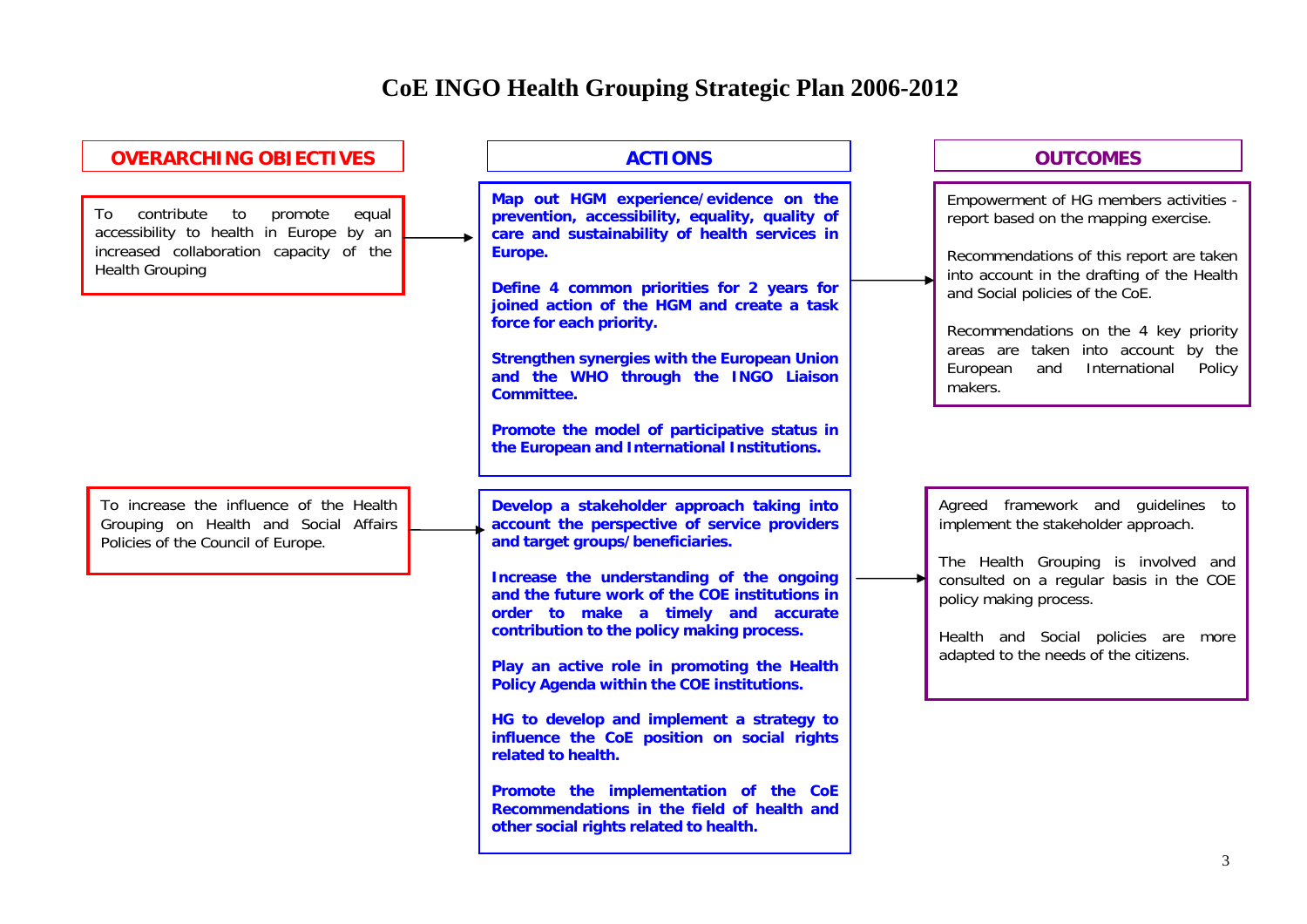# CoE INGO Health Grouping Strategic Plan 2006-2012

| OVERARCHING OBJECTIVES | ACTIONS | OUTCOMES |
| --- | --- | --- |
| To contribute to promote equal accessibility to health in Europe by an increased collaboration capacity of the Health Grouping | **Map out HGM experience/evidence on the prevention, accessibility, equality, quality of care and sustainability of health services in Europe.**<br><br>**Define 4 common priorities for 2 years for joined action of the HGM and create a task force for each priority.**<br><br>**Strengthen synergies with the European Union and the WHO through the INGO Liaison Committee.**<br><br>**Promote the model of participative status in the European and International Institutions.** | Empowerment of HG members activities - report based on the mapping exercise.<br><br>Recommendations of this report are taken into account in the drafting of the Health and Social policies of the CoE.<br><br>Recommendations on the 4 key priority areas are taken into account by the European and International Policy makers. |
| To increase the influence of the Health Grouping on Health and Social Affairs Policies of the Council of Europe. | **Develop a stakeholder approach taking into account the perspective of service providers and target groups/beneficiaries.**<br><br>**Increase the understanding of the ongoing and the future work of the COE institutions in order to make a timely and accurate contribution to the policy making process.**<br><br>**Play an active role in promoting the Health Policy Agenda within the COE institutions.**<br><br>**HG to develop and implement a strategy to influence the CoE position on social rights related to health.**<br><br>**Promote the implementation of the CoE Recommendations in the field of health and other social rights related to health.** | Agreed framework and guidelines to implement the stakeholder approach.<br><br>The Health Grouping is involved and consulted on a regular basis in the COE policy making process.<br><br>Health and Social policies are more adapted to the needs of the citizens. |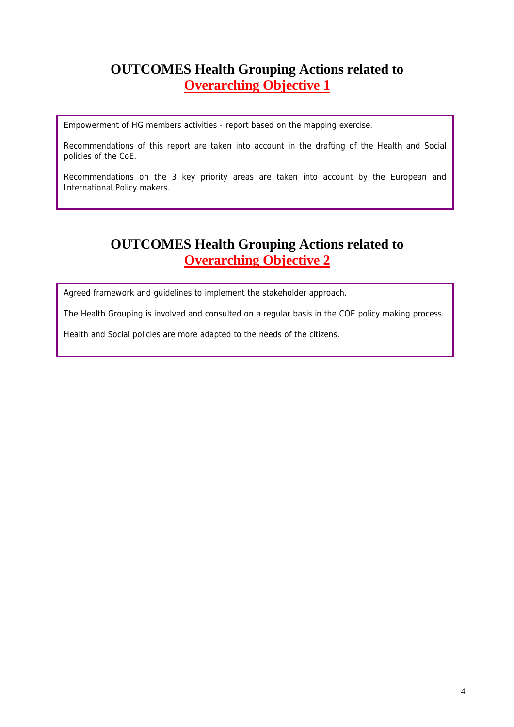## OUTCOMES Health Grouping Actions related to **Overarching Objective 1**

Empowerment of HG members activities - report based on the mapping exercise.

Recommendations of this report are taken into account in the drafting of the Health and Social policies of the CoE.

Recommendations on the 3 key priority areas are taken into account by the European and International Policy makers.

## OUTCOMES Health Grouping Actions related to **Overarching Objective 2**

Agreed framework and guidelines to implement the stakeholder approach.

The Health Grouping is involved and consulted on a regular basis in the COE policy making process.

Health and Social policies are more adapted to the needs of the citizens.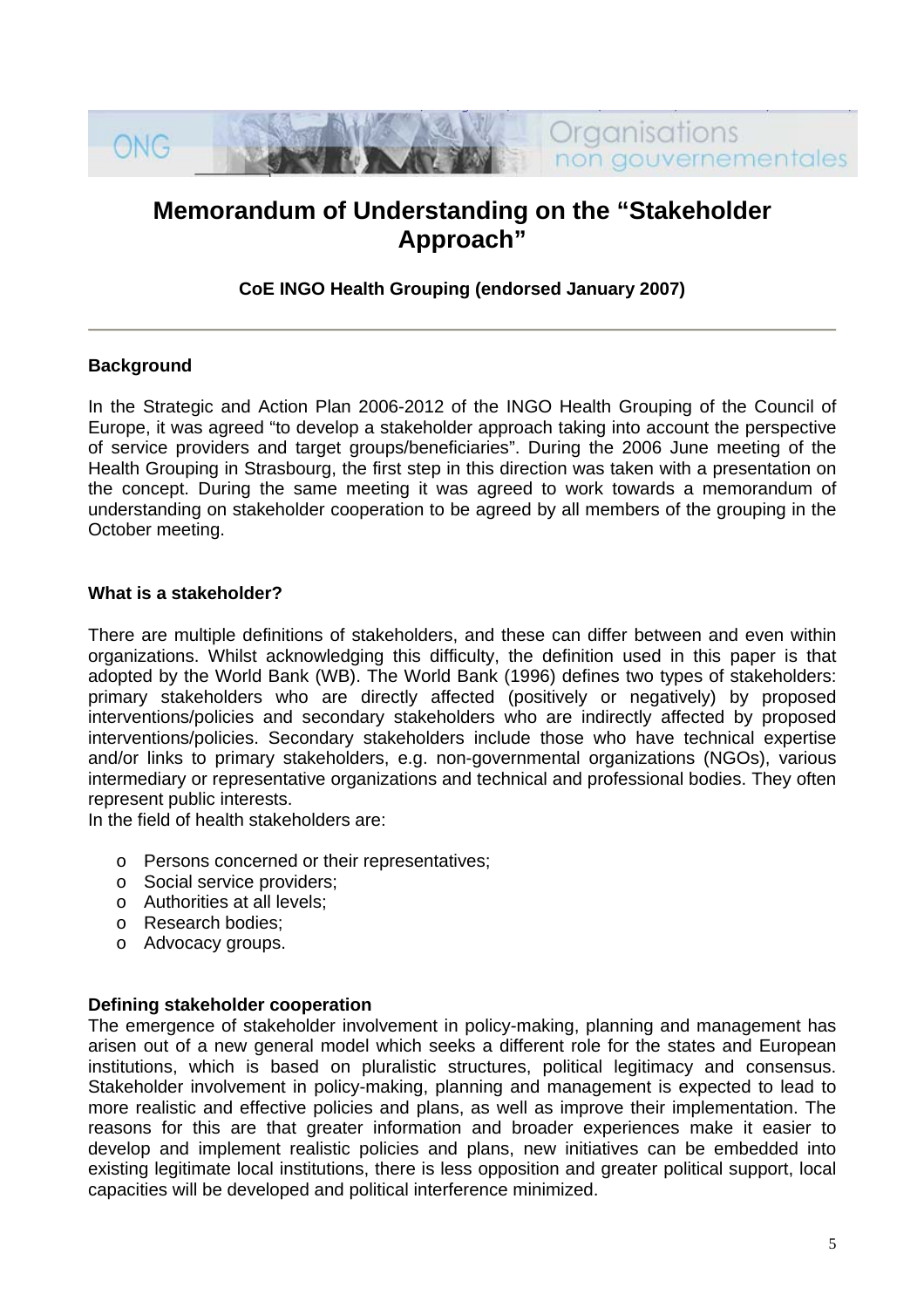# Memorandum of Understanding on the "Stakeholder Approach"

**CoE INGO Health Grouping (endorsed January 2007)**

---

### Background

In the Strategic and Action Plan 2006-2012 of the INGO Health Grouping of the Council of Europe, it was agreed "to develop a stakeholder approach taking into account the perspective of service providers and target groups/beneficiaries". During the 2006 June meeting of the Health Grouping in Strasbourg, the first step in this direction was taken with a presentation on the concept. During the same meeting it was agreed to work towards a memorandum of understanding on stakeholder cooperation to be agreed by all members of the grouping in the October meeting.

### What is a stakeholder?

There are multiple definitions of stakeholders, and these can differ between and even within organizations. Whilst acknowledging this difficulty, the definition used in this paper is that adopted by the World Bank (WB). The World Bank (1996) defines two types of stakeholders: primary stakeholders who are directly affected (positively or negatively) by proposed interventions/policies and secondary stakeholders who are indirectly affected by proposed interventions/policies. Secondary stakeholders include those who have technical expertise and/or links to primary stakeholders, e.g. non-governmental organizations (NGOs), various intermediary or representative organizations and technical and professional bodies. They often represent public interests.
In the field of health stakeholders are:

- Persons concerned or their representatives;
- Social service providers;
- Authorities at all levels;
- Research bodies;
- Advocacy groups.

### Defining stakeholder cooperation

The emergence of stakeholder involvement in policy-making, planning and management has arisen out of a new general model which seeks a different role for the states and European institutions, which is based on pluralistic structures, political legitimacy and consensus. Stakeholder involvement in policy-making, planning and management is expected to lead to more realistic and effective policies and plans, as well as improve their implementation. The reasons for this are that greater information and broader experiences make it easier to develop and implement realistic policies and plans, new initiatives can be embedded into existing legitimate local institutions, there is less opposition and greater political support, local capacities will be developed and political interference minimized.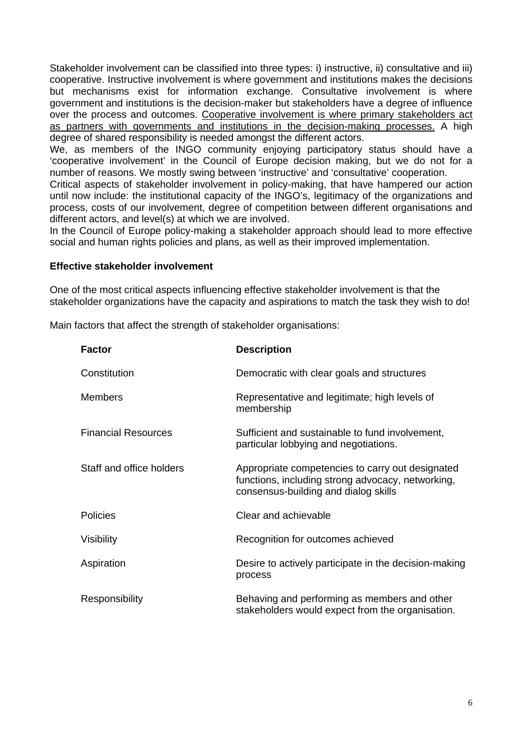Stakeholder involvement can be classified into three types: i) instructive, ii) consultative and iii) cooperative. Instructive involvement is where government and institutions makes the decisions but mechanisms exist for information exchange. Consultative involvement is where government and institutions is the decision-maker but stakeholders have a degree of influence over the process and outcomes. <u>Cooperative involvement is where primary stakeholders act as partners with governments and institutions in the decision-making processes.</u> A high degree of shared responsibility is needed amongst the different actors.

We, as members of the INGO community enjoying participatory status should have a 'cooperative involvement' in the Council of Europe decision making, but we do not for a number of reasons. We mostly swing between 'instructive' and 'consultative' cooperation.

Critical aspects of stakeholder involvement in policy-making, that have hampered our action until now include: the institutional capacity of the INGO's, legitimacy of the organizations and process, costs of our involvement, degree of competition between different organisations and different actors, and level(s) at which we are involved.

In the Council of Europe policy-making a stakeholder approach should lead to more effective social and human rights policies and plans, as well as their improved implementation.

**Effective stakeholder involvement**

One of the most critical aspects influencing effective stakeholder involvement is that the stakeholder organizations have the capacity and aspirations to match the task they wish to do!

Main factors that affect the strength of stakeholder organisations:

| Factor | Description |
|---|---|
| Constitution | Democratic with clear goals and structures |
| Members | Representative and legitimate; high levels of membership |
| Financial Resources | Sufficient and sustainable to fund involvement, particular lobbying and negotiations. |
| Staff and office holders | Appropriate competencies to carry out designated functions, including strong advocacy, networking, consensus-building and dialog skills |
| Policies | Clear and achievable |
| Visibility | Recognition for outcomes achieved |
| Aspiration | Desire to actively participate in the decision-making process |
| Responsibility | Behaving and performing as members and other stakeholders would expect from the organisation. |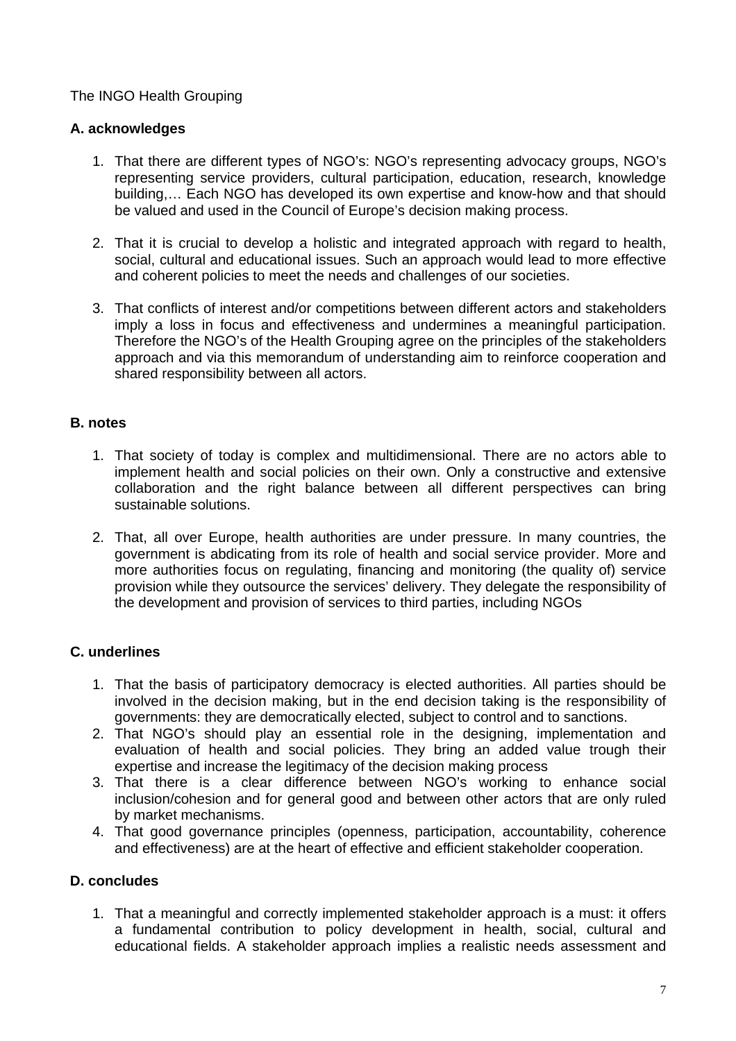The INGO Health Grouping

**A. acknowledges**

1. That there are different types of NGO's: NGO's representing advocacy groups, NGO's representing service providers, cultural participation, education, research, knowledge building,… Each NGO has developed its own expertise and know-how and that should be valued and used in the Council of Europe's decision making process.

2. That it is crucial to develop a holistic and integrated approach with regard to health, social, cultural and educational issues. Such an approach would lead to more effective and coherent policies to meet the needs and challenges of our societies.

3. That conflicts of interest and/or competitions between different actors and stakeholders imply a loss in focus and effectiveness and undermines a meaningful participation. Therefore the NGO's of the Health Grouping agree on the principles of the stakeholders approach and via this memorandum of understanding aim to reinforce cooperation and shared responsibility between all actors.

**B. notes**

1. That society of today is complex and multidimensional. There are no actors able to implement health and social policies on their own. Only a constructive and extensive collaboration and the right balance between all different perspectives can bring sustainable solutions.

2. That, all over Europe, health authorities are under pressure. In many countries, the government is abdicating from its role of health and social service provider. More and more authorities focus on regulating, financing and monitoring (the quality of) service provision while they outsource the services' delivery. They delegate the responsibility of the development and provision of services to third parties, including NGOs

**C. underlines**

1. That the basis of participatory democracy is elected authorities. All parties should be involved in the decision making, but in the end decision taking is the responsibility of governments: they are democratically elected, subject to control and to sanctions.
2. That NGO's should play an essential role in the designing, implementation and evaluation of health and social policies. They bring an added value trough their expertise and increase the legitimacy of the decision making process
3. That there is a clear difference between NGO's working to enhance social inclusion/cohesion and for general good and between other actors that are only ruled by market mechanisms.
4. That good governance principles (openness, participation, accountability, coherence and effectiveness) are at the heart of effective and efficient stakeholder cooperation.

**D. concludes**

1. That a meaningful and correctly implemented stakeholder approach is a must: it offers a fundamental contribution to policy development in health, social, cultural and educational fields. A stakeholder approach implies a realistic needs assessment and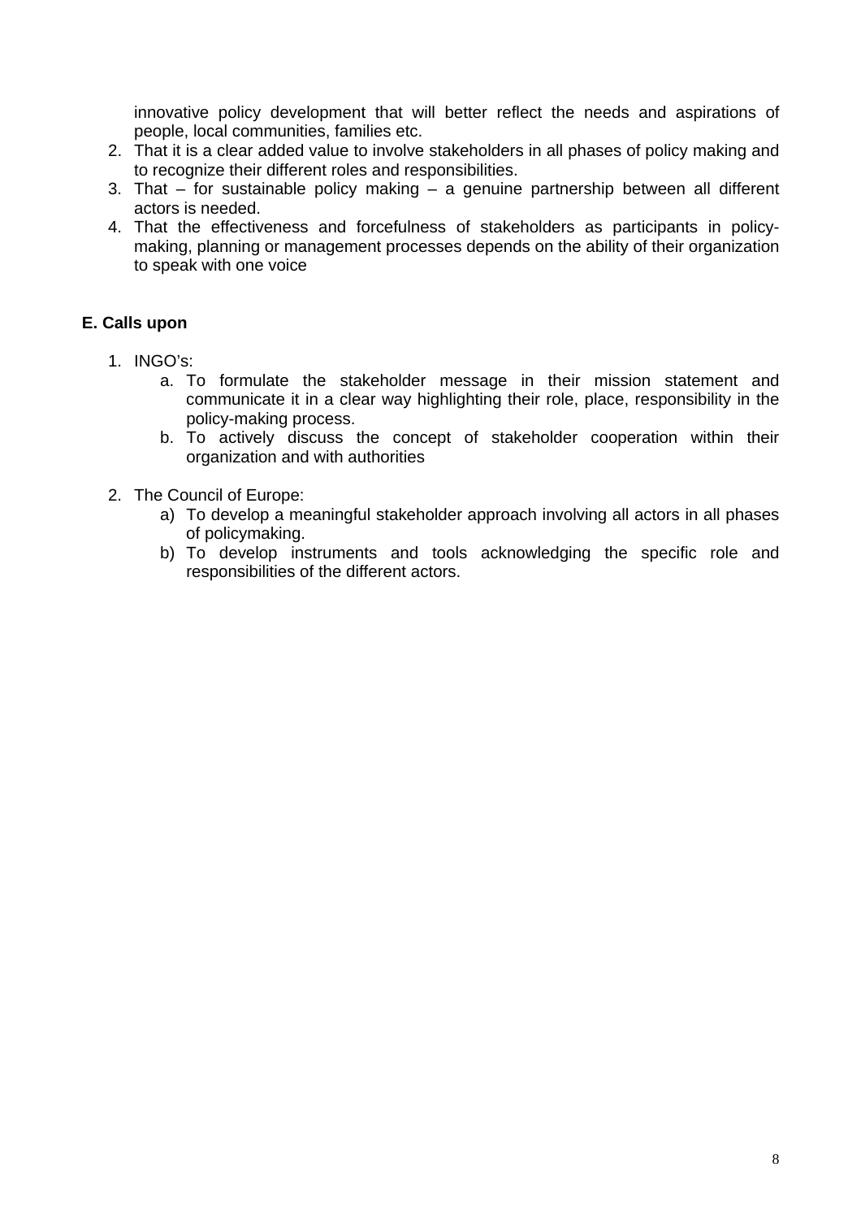innovative policy development that will better reflect the needs and aspirations of people, local communities, families etc.

2. That it is a clear added value to involve stakeholders in all phases of policy making and to recognize their different roles and responsibilities.
3. That – for sustainable policy making – a genuine partnership between all different actors is needed.
4. That the effectiveness and forcefulness of stakeholders as participants in policy-making, planning or management processes depends on the ability of their organization to speak with one voice

**E. Calls upon**

1. INGO's:
   a. To formulate the stakeholder message in their mission statement and communicate it in a clear way highlighting their role, place, responsibility in the policy-making process.
   b. To actively discuss the concept of stakeholder cooperation within their organization and with authorities

2. The Council of Europe:
   a) To develop a meaningful stakeholder approach involving all actors in all phases of policymaking.
   b) To develop instruments and tools acknowledging the specific role and responsibilities of the different actors.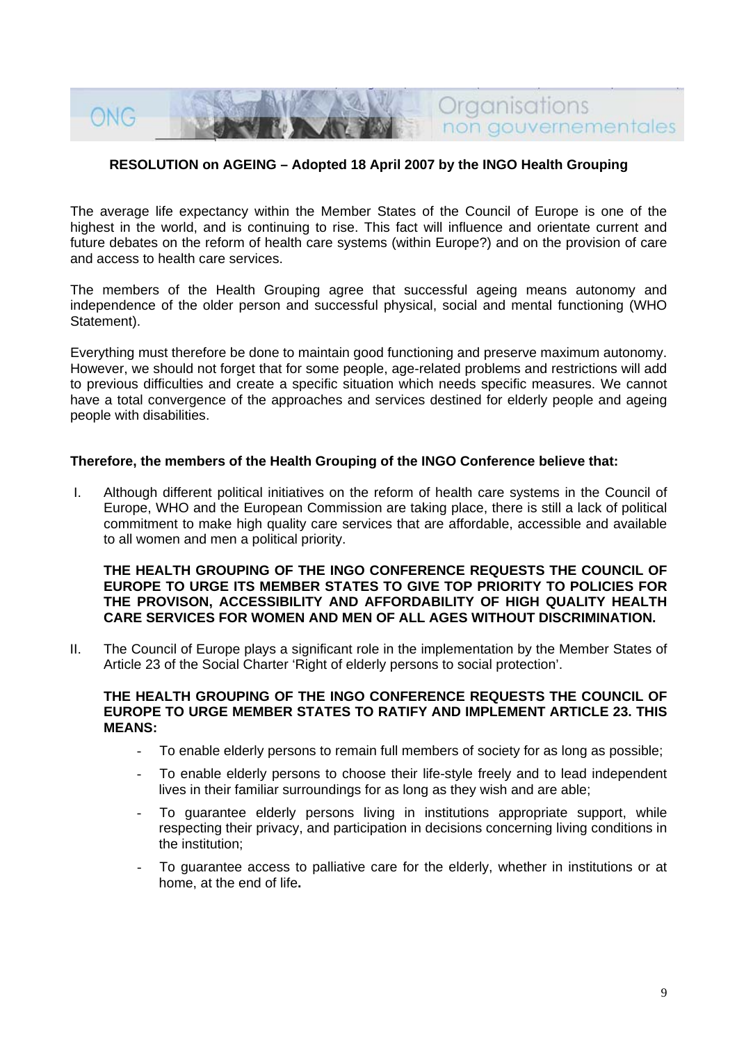**RESOLUTION on AGEING – Adopted 18 April 2007 by the INGO Health Grouping**

The average life expectancy within the Member States of the Council of Europe is one of the highest in the world, and is continuing to rise. This fact will influence and orientate current and future debates on the reform of health care systems (within Europe?) and on the provision of care and access to health care services.

The members of the Health Grouping agree that successful ageing means autonomy and independence of the older person and successful physical, social and mental functioning (WHO Statement).

Everything must therefore be done to maintain good functioning and preserve maximum autonomy. However, we should not forget that for some people, age-related problems and restrictions will add to previous difficulties and create a specific situation which needs specific measures. We cannot have a total convergence of the approaches and services destined for elderly people and ageing people with disabilities.

**Therefore, the members of the Health Grouping of the INGO Conference believe that:**

I. Although different political initiatives on the reform of health care systems in the Council of Europe, WHO and the European Commission are taking place, there is still a lack of political commitment to make high quality care services that are affordable, accessible and available to all women and men a political priority.

   **THE HEALTH GROUPING OF THE INGO CONFERENCE REQUESTS THE COUNCIL OF EUROPE TO URGE ITS MEMBER STATES TO GIVE TOP PRIORITY TO POLICIES FOR THE PROVISON, ACCESSIBILITY AND AFFORDABILITY OF HIGH QUALITY HEALTH CARE SERVICES FOR WOMEN AND MEN OF ALL AGES WITHOUT DISCRIMINATION.**

II. The Council of Europe plays a significant role in the implementation by the Member States of Article 23 of the Social Charter 'Right of elderly persons to social protection'.

   **THE HEALTH GROUPING OF THE INGO CONFERENCE REQUESTS THE COUNCIL OF EUROPE TO URGE MEMBER STATES TO RATIFY AND IMPLEMENT ARTICLE 23. THIS MEANS:**

   - To enable elderly persons to remain full members of society for as long as possible;
   - To enable elderly persons to choose their life-style freely and to lead independent lives in their familiar surroundings for as long as they wish and are able;
   - To guarantee elderly persons living in institutions appropriate support, while respecting their privacy, and participation in decisions concerning living conditions in the institution;
   - To guarantee access to palliative care for the elderly, whether in institutions or at home, at the end of life**.**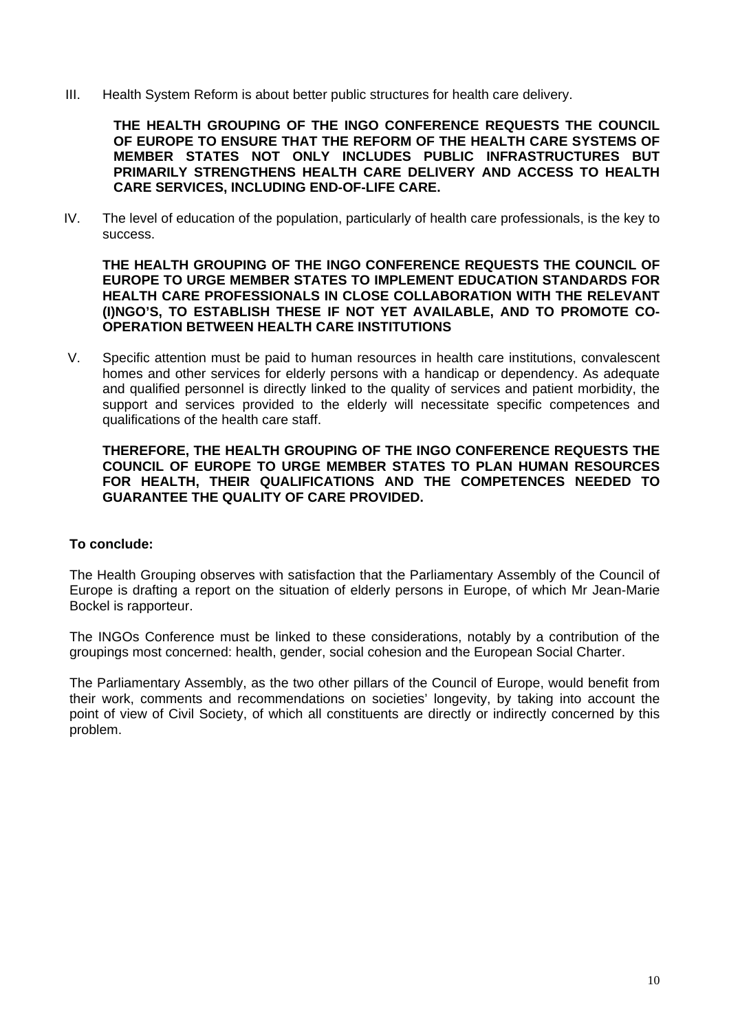III. Health System Reform is about better public structures for health care delivery.

**THE HEALTH GROUPING OF THE INGO CONFERENCE REQUESTS THE COUNCIL OF EUROPE TO ENSURE THAT THE REFORM OF THE HEALTH CARE SYSTEMS OF MEMBER STATES NOT ONLY INCLUDES PUBLIC INFRASTRUCTURES BUT PRIMARILY STRENGTHENS HEALTH CARE DELIVERY AND ACCESS TO HEALTH CARE SERVICES, INCLUDING END-OF-LIFE CARE.**

IV. The level of education of the population, particularly of health care professionals, is the key to success.

**THE HEALTH GROUPING OF THE INGO CONFERENCE REQUESTS THE COUNCIL OF EUROPE TO URGE MEMBER STATES TO IMPLEMENT EDUCATION STANDARDS FOR HEALTH CARE PROFESSIONALS IN CLOSE COLLABORATION WITH THE RELEVANT (I)NGO'S, TO ESTABLISH THESE IF NOT YET AVAILABLE, AND TO PROMOTE CO-OPERATION BETWEEN HEALTH CARE INSTITUTIONS**

V. Specific attention must be paid to human resources in health care institutions, convalescent homes and other services for elderly persons with a handicap or dependency. As adequate and qualified personnel is directly linked to the quality of services and patient morbidity, the support and services provided to the elderly will necessitate specific competences and qualifications of the health care staff.

**THEREFORE, THE HEALTH GROUPING OF THE INGO CONFERENCE REQUESTS THE COUNCIL OF EUROPE TO URGE MEMBER STATES TO PLAN HUMAN RESOURCES FOR HEALTH, THEIR QUALIFICATIONS AND THE COMPETENCES NEEDED TO GUARANTEE THE QUALITY OF CARE PROVIDED.**

**To conclude:**

The Health Grouping observes with satisfaction that the Parliamentary Assembly of the Council of Europe is drafting a report on the situation of elderly persons in Europe, of which Mr Jean-Marie Bockel is rapporteur.

The INGOs Conference must be linked to these considerations, notably by a contribution of the groupings most concerned: health, gender, social cohesion and the European Social Charter.

The Parliamentary Assembly, as the two other pillars of the Council of Europe, would benefit from their work, comments and recommendations on societies' longevity, by taking into account the point of view of Civil Society, of which all constituents are directly or indirectly concerned by this problem.